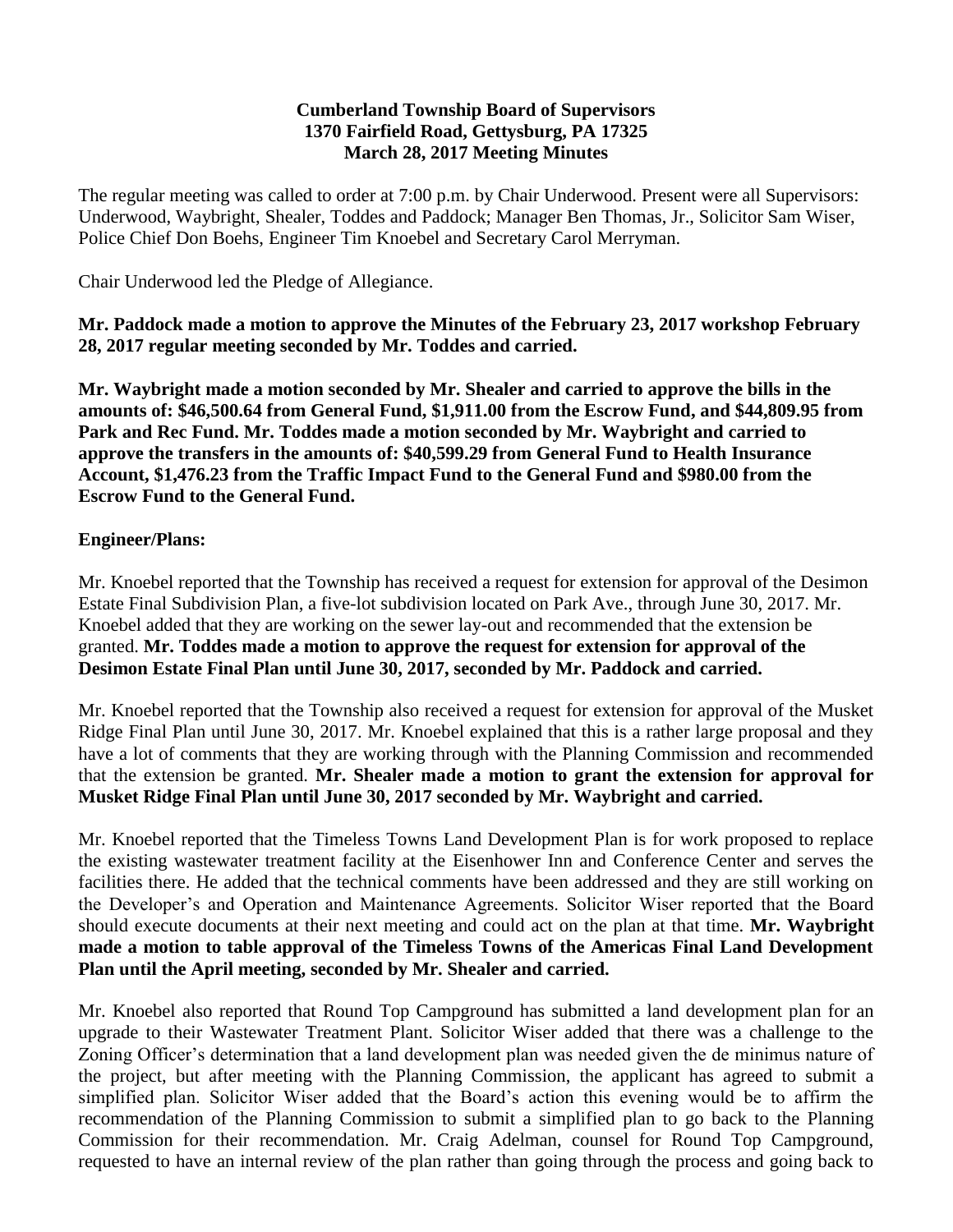**Cumberland Township Board of Supervisors**
**1370 Fairfield Road, Gettysburg, PA 17325**
**March 28, 2017 Meeting Minutes**

The regular meeting was called to order at 7:00 p.m. by Chair Underwood. Present were all Supervisors: Underwood, Waybright, Shealer, Toddes and Paddock; Manager Ben Thomas, Jr., Solicitor Sam Wiser, Police Chief Don Boehs, Engineer Tim Knoebel and Secretary Carol Merryman.

Chair Underwood led the Pledge of Allegiance.

**Mr. Paddock made a motion to approve the Minutes of the February 23, 2017 workshop February 28, 2017 regular meeting seconded by Mr. Toddes and carried.**

**Mr. Waybright made a motion seconded by Mr. Shealer and carried to approve the bills in the amounts of: $46,500.64 from General Fund, $1,911.00 from the Escrow Fund, and $44,809.95 from Park and Rec Fund. Mr. Toddes made a motion seconded by Mr. Waybright and carried to approve the transfers in the amounts of: $40,599.29 from General Fund to Health Insurance Account, $1,476.23 from the Traffic Impact Fund to the General Fund and $980.00 from the Escrow Fund to the General Fund.**

**Engineer/Plans:**

Mr. Knoebel reported that the Township has received a request for extension for approval of the Desimon Estate Final Subdivision Plan, a five-lot subdivision located on Park Ave., through June 30, 2017. Mr. Knoebel added that they are working on the sewer lay-out and recommended that the extension be granted. **Mr. Toddes made a motion to approve the request for extension for approval of the Desimon Estate Final Plan until June 30, 2017, seconded by Mr. Paddock and carried.**

Mr. Knoebel reported that the Township also received a request for extension for approval of the Musket Ridge Final Plan until June 30, 2017. Mr. Knoebel explained that this is a rather large proposal and they have a lot of comments that they are working through with the Planning Commission and recommended that the extension be granted. **Mr. Shealer made a motion to grant the extension for approval for Musket Ridge Final Plan until June 30, 2017 seconded by Mr. Waybright and carried.**

Mr. Knoebel reported that the Timeless Towns Land Development Plan is for work proposed to replace the existing wastewater treatment facility at the Eisenhower Inn and Conference Center and serves the facilities there. He added that the technical comments have been addressed and they are still working on the Developer's and Operation and Maintenance Agreements. Solicitor Wiser reported that the Board should execute documents at their next meeting and could act on the plan at that time. **Mr. Waybright made a motion to table approval of the Timeless Towns of the Americas Final Land Development Plan until the April meeting, seconded by Mr. Shealer and carried.**

Mr. Knoebel also reported that Round Top Campground has submitted a land development plan for an upgrade to their Wastewater Treatment Plant. Solicitor Wiser added that there was a challenge to the Zoning Officer's determination that a land development plan was needed given the de minimus nature of the project, but after meeting with the Planning Commission, the applicant has agreed to submit a simplified plan. Solicitor Wiser added that the Board's action this evening would be to affirm the recommendation of the Planning Commission to submit a simplified plan to go back to the Planning Commission for their recommendation. Mr. Craig Adelman, counsel for Round Top Campground, requested to have an internal review of the plan rather than going through the process and going back to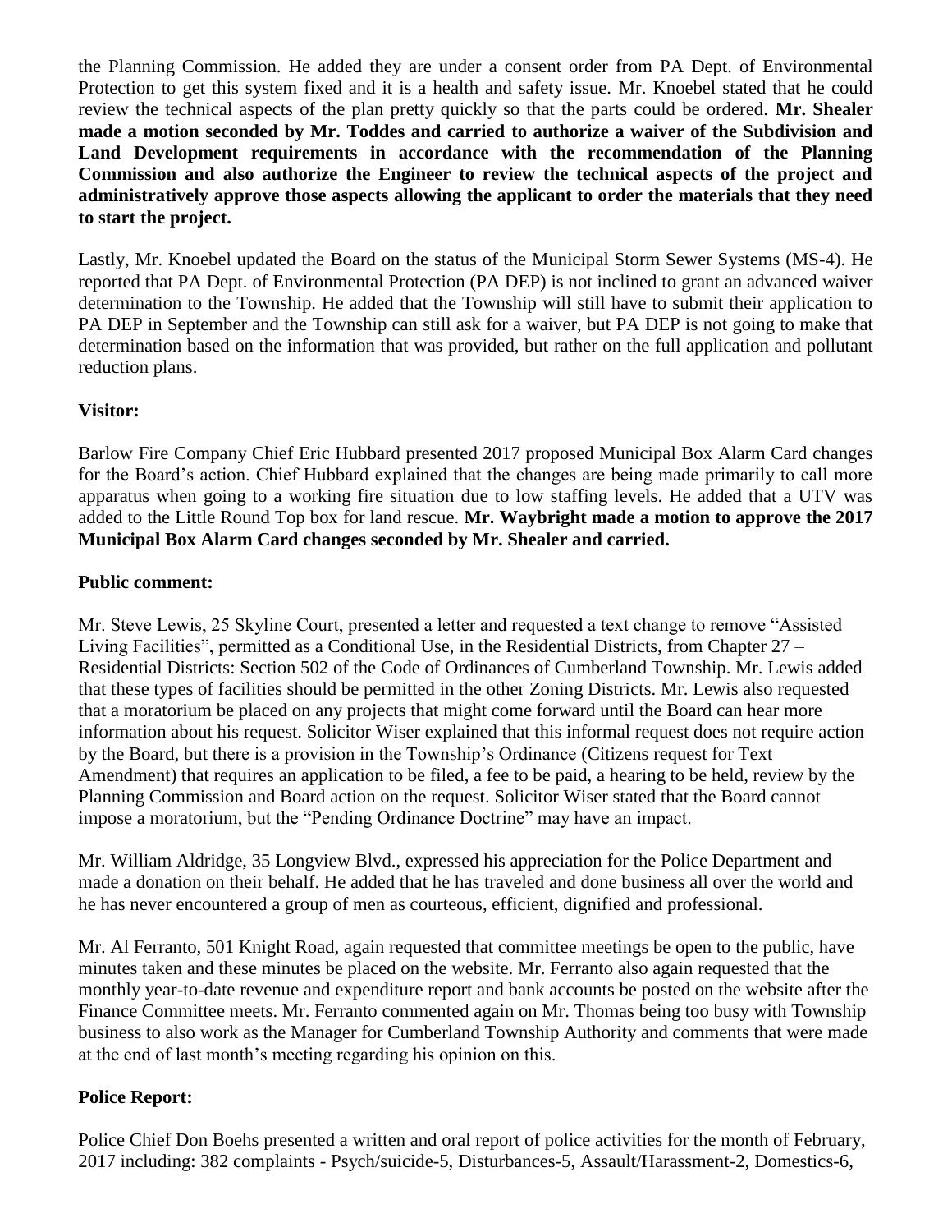the Planning Commission. He added they are under a consent order from PA Dept. of Environmental Protection to get this system fixed and it is a health and safety issue. Mr. Knoebel stated that he could review the technical aspects of the plan pretty quickly so that the parts could be ordered. **Mr. Shealer made a motion seconded by Mr. Toddes and carried to authorize a waiver of the Subdivision and Land Development requirements in accordance with the recommendation of the Planning Commission and also authorize the Engineer to review the technical aspects of the project and administratively approve those aspects allowing the applicant to order the materials that they need to start the project.**

Lastly, Mr. Knoebel updated the Board on the status of the Municipal Storm Sewer Systems (MS-4). He reported that PA Dept. of Environmental Protection (PA DEP) is not inclined to grant an advanced waiver determination to the Township. He added that the Township will still have to submit their application to PA DEP in September and the Township can still ask for a waiver, but PA DEP is not going to make that determination based on the information that was provided, but rather on the full application and pollutant reduction plans.

**Visitor:**

Barlow Fire Company Chief Eric Hubbard presented 2017 proposed Municipal Box Alarm Card changes for the Board's action. Chief Hubbard explained that the changes are being made primarily to call more apparatus when going to a working fire situation due to low staffing levels. He added that a UTV was added to the Little Round Top box for land rescue. **Mr. Waybright made a motion to approve the 2017 Municipal Box Alarm Card changes seconded by Mr. Shealer and carried.**

**Public comment:**

Mr. Steve Lewis, 25 Skyline Court, presented a letter and requested a text change to remove "Assisted Living Facilities", permitted as a Conditional Use, in the Residential Districts, from Chapter 27 – Residential Districts: Section 502 of the Code of Ordinances of Cumberland Township. Mr. Lewis added that these types of facilities should be permitted in the other Zoning Districts. Mr. Lewis also requested that a moratorium be placed on any projects that might come forward until the Board can hear more information about his request. Solicitor Wiser explained that this informal request does not require action by the Board, but there is a provision in the Township's Ordinance (Citizens request for Text Amendment) that requires an application to be filed, a fee to be paid, a hearing to be held, review by the Planning Commission and Board action on the request. Solicitor Wiser stated that the Board cannot impose a moratorium, but the "Pending Ordinance Doctrine" may have an impact.

Mr. William Aldridge, 35 Longview Blvd., expressed his appreciation for the Police Department and made a donation on their behalf. He added that he has traveled and done business all over the world and he has never encountered a group of men as courteous, efficient, dignified and professional.

Mr. Al Ferranto, 501 Knight Road, again requested that committee meetings be open to the public, have minutes taken and these minutes be placed on the website. Mr. Ferranto also again requested that the monthly year-to-date revenue and expenditure report and bank accounts be posted on the website after the Finance Committee meets. Mr. Ferranto commented again on Mr. Thomas being too busy with Township business to also work as the Manager for Cumberland Township Authority and comments that were made at the end of last month's meeting regarding his opinion on this.

**Police Report:**

Police Chief Don Boehs presented a written and oral report of police activities for the month of February, 2017 including: 382 complaints - Psych/suicide-5, Disturbances-5, Assault/Harassment-2, Domestics-6,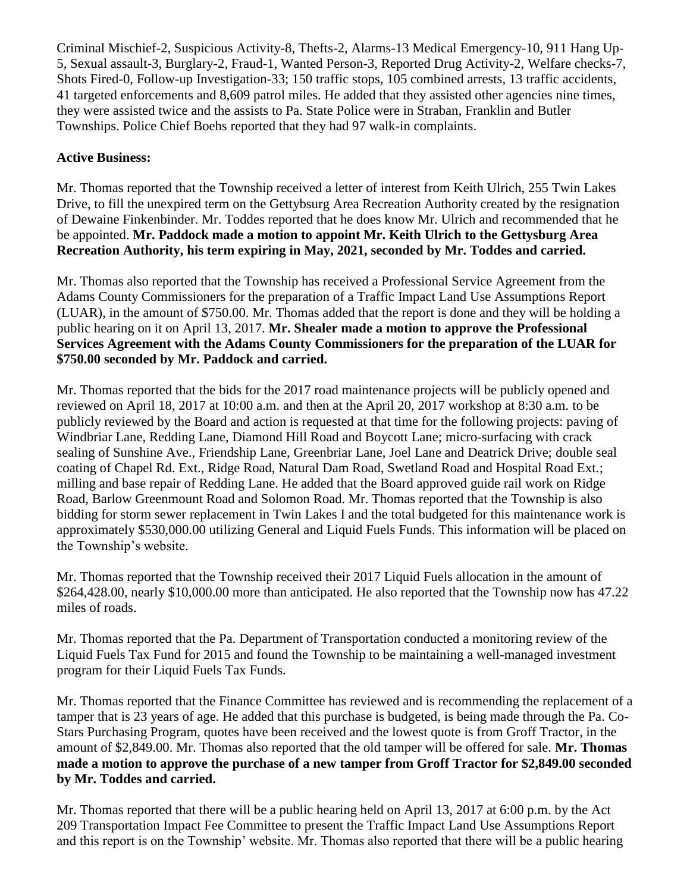Criminal Mischief-2, Suspicious Activity-8, Thefts-2, Alarms-13 Medical Emergency-10, 911 Hang Up-5, Sexual assault-3, Burglary-2, Fraud-1, Wanted Person-3, Reported Drug Activity-2, Welfare checks-7, Shots Fired-0, Follow-up Investigation-33; 150 traffic stops, 105 combined arrests, 13 traffic accidents, 41 targeted enforcements and 8,609 patrol miles. He added that they assisted other agencies nine times, they were assisted twice and the assists to Pa. State Police were in Straban, Franklin and Butler Townships. Police Chief Boehs reported that they had 97 walk-in complaints.

**Active Business:**

Mr. Thomas reported that the Township received a letter of interest from Keith Ulrich, 255 Twin Lakes Drive, to fill the unexpired term on the Gettysburg Area Recreation Authority created by the resignation of Dewaine Finkenbinder. Mr. Toddes reported that he does know Mr. Ulrich and recommended that he be appointed. **Mr. Paddock made a motion to appoint Mr. Keith Ulrich to the Gettysburg Area Recreation Authority, his term expiring in May, 2021, seconded by Mr. Toddes and carried.**

Mr. Thomas also reported that the Township has received a Professional Service Agreement from the Adams County Commissioners for the preparation of a Traffic Impact Land Use Assumptions Report (LUAR), in the amount of $750.00. Mr. Thomas added that the report is done and they will be holding a public hearing on it on April 13, 2017. **Mr. Shealer made a motion to approve the Professional Services Agreement with the Adams County Commissioners for the preparation of the LUAR for $750.00 seconded by Mr. Paddock and carried.**

Mr. Thomas reported that the bids for the 2017 road maintenance projects will be publicly opened and reviewed on April 18, 2017 at 10:00 a.m. and then at the April 20, 2017 workshop at 8:30 a.m. to be publicly reviewed by the Board and action is requested at that time for the following projects: paving of Windbriar Lane, Redding Lane, Diamond Hill Road and Boycott Lane; micro-surfacing with crack sealing of Sunshine Ave., Friendship Lane, Greenbriar Lane, Joel Lane and Deatrick Drive; double seal coating of Chapel Rd. Ext., Ridge Road, Natural Dam Road, Swetland Road and Hospital Road Ext.; milling and base repair of Redding Lane. He added that the Board approved guide rail work on Ridge Road, Barlow Greenmount Road and Solomon Road. Mr. Thomas reported that the Township is also bidding for storm sewer replacement in Twin Lakes I and the total budgeted for this maintenance work is approximately $530,000.00 utilizing General and Liquid Fuels Funds. This information will be placed on the Township's website.

Mr. Thomas reported that the Township received their 2017 Liquid Fuels allocation in the amount of $264,428.00, nearly $10,000.00 more than anticipated. He also reported that the Township now has 47.22 miles of roads.

Mr. Thomas reported that the Pa. Department of Transportation conducted a monitoring review of the Liquid Fuels Tax Fund for 2015 and found the Township to be maintaining a well-managed investment program for their Liquid Fuels Tax Funds.

Mr. Thomas reported that the Finance Committee has reviewed and is recommending the replacement of a tamper that is 23 years of age. He added that this purchase is budgeted, is being made through the Pa. Co-Stars Purchasing Program, quotes have been received and the lowest quote is from Groff Tractor, in the amount of $2,849.00. Mr. Thomas also reported that the old tamper will be offered for sale. **Mr. Thomas made a motion to approve the purchase of a new tamper from Groff Tractor for $2,849.00 seconded by Mr. Toddes and carried.**

Mr. Thomas reported that there will be a public hearing held on April 13, 2017 at 6:00 p.m. by the Act 209 Transportation Impact Fee Committee to present the Traffic Impact Land Use Assumptions Report and this report is on the Township' website. Mr. Thomas also reported that there will be a public hearing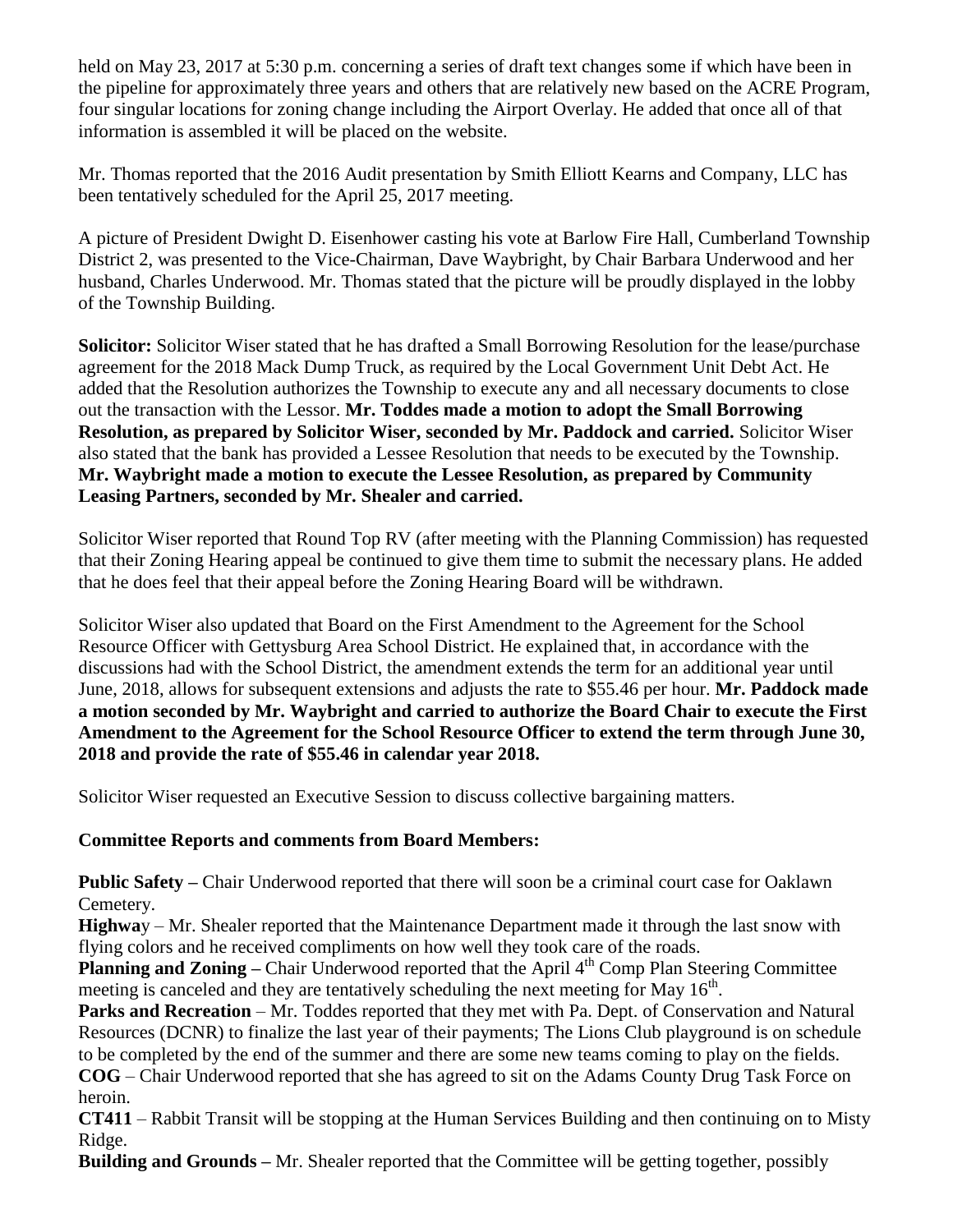held on May 23, 2017 at 5:30 p.m. concerning a series of draft text changes some if which have been in the pipeline for approximately three years and others that are relatively new based on the ACRE Program, four singular locations for zoning change including the Airport Overlay. He added that once all of that information is assembled it will be placed on the website.

Mr. Thomas reported that the 2016 Audit presentation by Smith Elliott Kearns and Company, LLC has been tentatively scheduled for the April 25, 2017 meeting.

A picture of President Dwight D. Eisenhower casting his vote at Barlow Fire Hall, Cumberland Township District 2, was presented to the Vice-Chairman, Dave Waybright, by Chair Barbara Underwood and her husband, Charles Underwood. Mr. Thomas stated that the picture will be proudly displayed in the lobby of the Township Building.

**Solicitor:** Solicitor Wiser stated that he has drafted a Small Borrowing Resolution for the lease/purchase agreement for the 2018 Mack Dump Truck, as required by the Local Government Unit Debt Act. He added that the Resolution authorizes the Township to execute any and all necessary documents to close out the transaction with the Lessor. **Mr. Toddes made a motion to adopt the Small Borrowing Resolution, as prepared by Solicitor Wiser, seconded by Mr. Paddock and carried.** Solicitor Wiser also stated that the bank has provided a Lessee Resolution that needs to be executed by the Township. **Mr. Waybright made a motion to execute the Lessee Resolution, as prepared by Community Leasing Partners, seconded by Mr. Shealer and carried.**

Solicitor Wiser reported that Round Top RV (after meeting with the Planning Commission) has requested that their Zoning Hearing appeal be continued to give them time to submit the necessary plans. He added that he does feel that their appeal before the Zoning Hearing Board will be withdrawn.

Solicitor Wiser also updated that Board on the First Amendment to the Agreement for the School Resource Officer with Gettysburg Area School District. He explained that, in accordance with the discussions had with the School District, the amendment extends the term for an additional year until June, 2018, allows for subsequent extensions and adjusts the rate to $55.46 per hour. **Mr. Paddock made a motion seconded by Mr. Waybright and carried to authorize the Board Chair to execute the First Amendment to the Agreement for the School Resource Officer to extend the term through June 30, 2018 and provide the rate of $55.46 in calendar year 2018.**

Solicitor Wiser requested an Executive Session to discuss collective bargaining matters.

**Committee Reports and comments from Board Members:**

**Public Safety –** Chair Underwood reported that there will soon be a criminal court case for Oaklawn Cemetery.
**Highwa**y – Mr. Shealer reported that the Maintenance Department made it through the last snow with flying colors and he received compliments on how well they took care of the roads.
**Planning and Zoning –** Chair Underwood reported that the April 4th Comp Plan Steering Committee meeting is canceled and they are tentatively scheduling the next meeting for May 16th.
**Parks and Recreation** – Mr. Toddes reported that they met with Pa. Dept. of Conservation and Natural Resources (DCNR) to finalize the last year of their payments; The Lions Club playground is on schedule to be completed by the end of the summer and there are some new teams coming to play on the fields.
**COG** – Chair Underwood reported that she has agreed to sit on the Adams County Drug Task Force on heroin.
**CT411** – Rabbit Transit will be stopping at the Human Services Building and then continuing on to Misty Ridge.
**Building and Grounds –** Mr. Shealer reported that the Committee will be getting together, possibly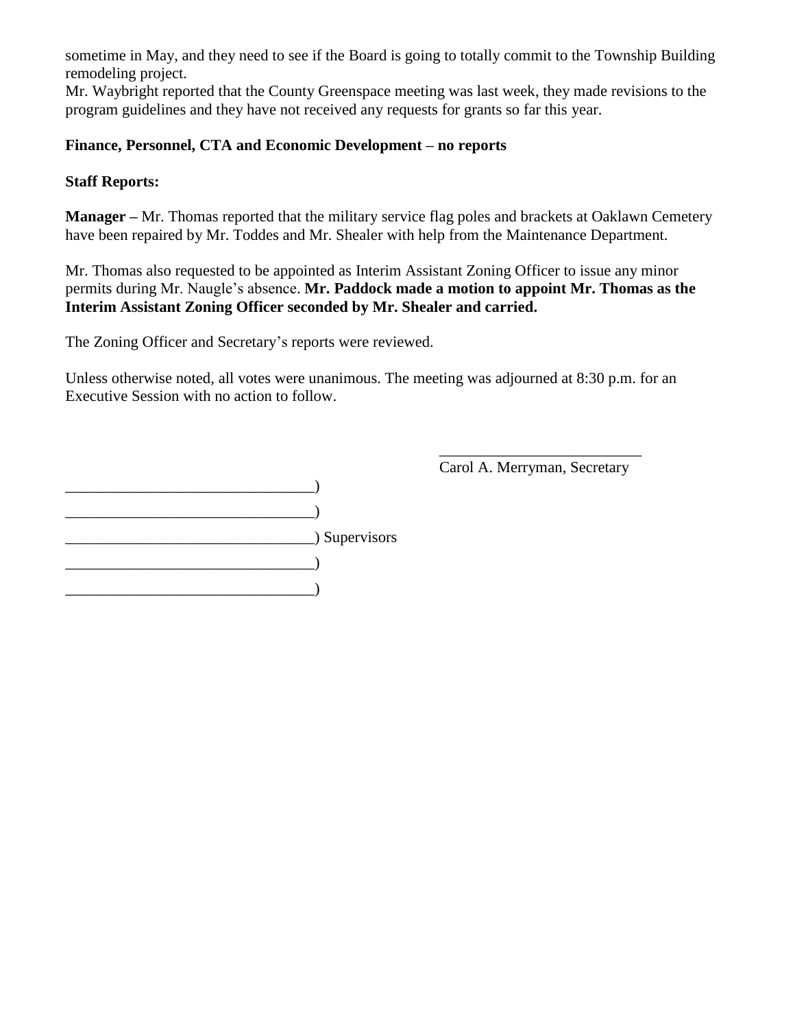sometime in May, and they need to see if the Board is going to totally commit to the Township Building remodeling project.

Mr. Waybright reported that the County Greenspace meeting was last week, they made revisions to the program guidelines and they have not received any requests for grants so far this year.

**Finance, Personnel, CTA and Economic Development – no reports**

**Staff Reports:**

**Manager –** Mr. Thomas reported that the military service flag poles and brackets at Oaklawn Cemetery have been repaired by Mr. Toddes and Mr. Shealer with help from the Maintenance Department.

Mr. Thomas also requested to be appointed as Interim Assistant Zoning Officer to issue any minor permits during Mr. Naugle's absence. **Mr. Paddock made a motion to appoint Mr. Thomas as the Interim Assistant Zoning Officer seconded by Mr. Shealer and carried.**

The Zoning Officer and Secretary's reports were reviewed.

Unless otherwise noted, all votes were unanimous. The meeting was adjourned at 8:30 p.m. for an Executive Session with no action to follow.

\_\_\_\_\_\_\_\_\_\_\_\_\_\_\_\_\_\_\_\_\_\_\_\_\_\_
Carol A. Merryman, Secretary

\_\_\_\_\_\_\_\_\_\_\_\_\_\_\_\_\_\_\_\_\_\_\_\_\_\_\_\_\_\_\_\_)
\_\_\_\_\_\_\_\_\_\_\_\_\_\_\_\_\_\_\_\_\_\_\_\_\_\_\_\_\_\_\_\_)
\_\_\_\_\_\_\_\_\_\_\_\_\_\_\_\_\_\_\_\_\_\_\_\_\_\_\_\_\_\_\_\_) Supervisors
\_\_\_\_\_\_\_\_\_\_\_\_\_\_\_\_\_\_\_\_\_\_\_\_\_\_\_\_\_\_\_\_)
\_\_\_\_\_\_\_\_\_\_\_\_\_\_\_\_\_\_\_\_\_\_\_\_\_\_\_\_\_\_\_\_)